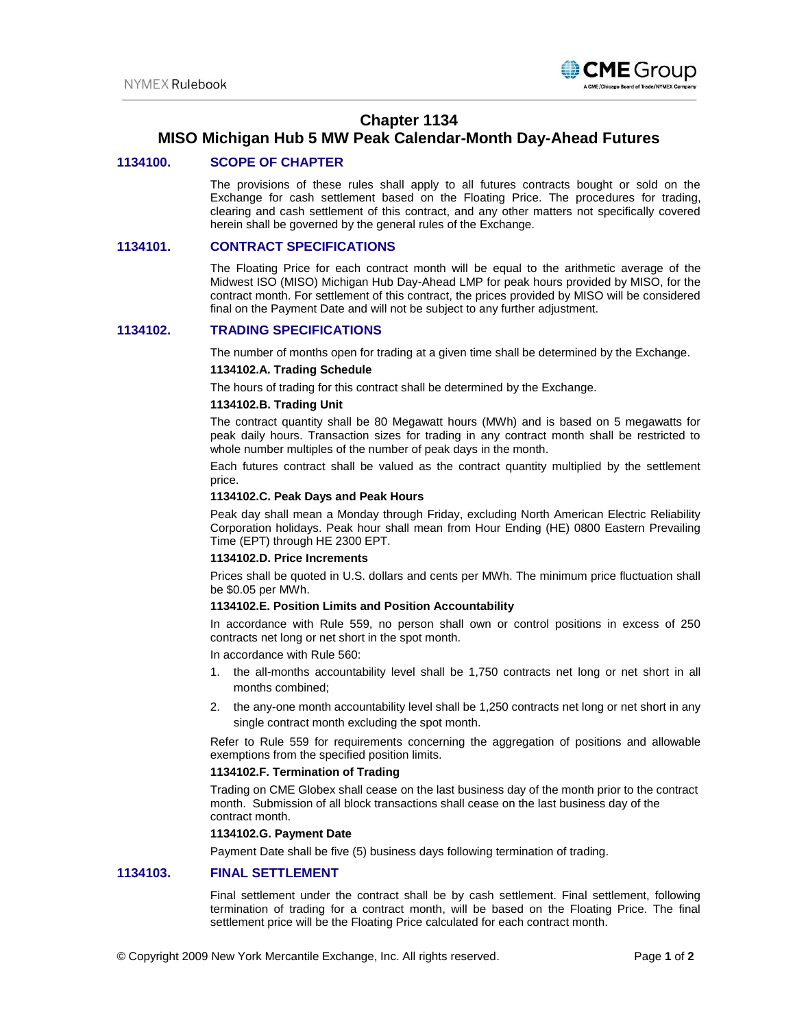# Chapter 1134
# MISO Michigan Hub 5 MW Peak Calendar-Month Day-Ahead Futures

## 1134100. SCOPE OF CHAPTER

The provisions of these rules shall apply to all futures contracts bought or sold on the Exchange for cash settlement based on the Floating Price. The procedures for trading, clearing and cash settlement of this contract, and any other matters not specifically covered herein shall be governed by the general rules of the Exchange.

## 1134101. CONTRACT SPECIFICATIONS

The Floating Price for each contract month will be equal to the arithmetic average of the Midwest ISO (MISO) Michigan Hub Day-Ahead LMP for peak hours provided by MISO, for the contract month. For settlement of this contract, the prices provided by MISO will be considered final on the Payment Date and will not be subject to any further adjustment.

## 1134102. TRADING SPECIFICATIONS

The number of months open for trading at a given time shall be determined by the Exchange.

### 1134102.A. Trading Schedule

The hours of trading for this contract shall be determined by the Exchange.

### 1134102.B. Trading Unit

The contract quantity shall be 80 Megawatt hours (MWh) and is based on 5 megawatts for peak daily hours. Transaction sizes for trading in any contract month shall be restricted to whole number multiples of the number of peak days in the month.

Each futures contract shall be valued as the contract quantity multiplied by the settlement price.

### 1134102.C. Peak Days and Peak Hours

Peak day shall mean a Monday through Friday, excluding North American Electric Reliability Corporation holidays. Peak hour shall mean from Hour Ending (HE) 0800 Eastern Prevailing Time (EPT) through HE 2300 EPT.

### 1134102.D. Price Increments

Prices shall be quoted in U.S. dollars and cents per MWh. The minimum price fluctuation shall be $0.05 per MWh.

### 1134102.E. Position Limits and Position Accountability

In accordance with Rule 559, no person shall own or control positions in excess of 250 contracts net long or net short in the spot month.

In accordance with Rule 560:

1. the all-months accountability level shall be 1,750 contracts net long or net short in all months combined;
2. the any-one month accountability level shall be 1,250 contracts net long or net short in any single contract month excluding the spot month.

Refer to Rule 559 for requirements concerning the aggregation of positions and allowable exemptions from the specified position limits.

### 1134102.F. Termination of Trading

Trading on CME Globex shall cease on the last business day of the month prior to the contract month. Submission of all block transactions shall cease on the last business day of the contract month.

### 1134102.G. Payment Date

Payment Date shall be five (5) business days following termination of trading.

## 1134103. FINAL SETTLEMENT

Final settlement under the contract shall be by cash settlement. Final settlement, following termination of trading for a contract month, will be based on the Floating Price. The final settlement price will be the Floating Price calculated for each contract month.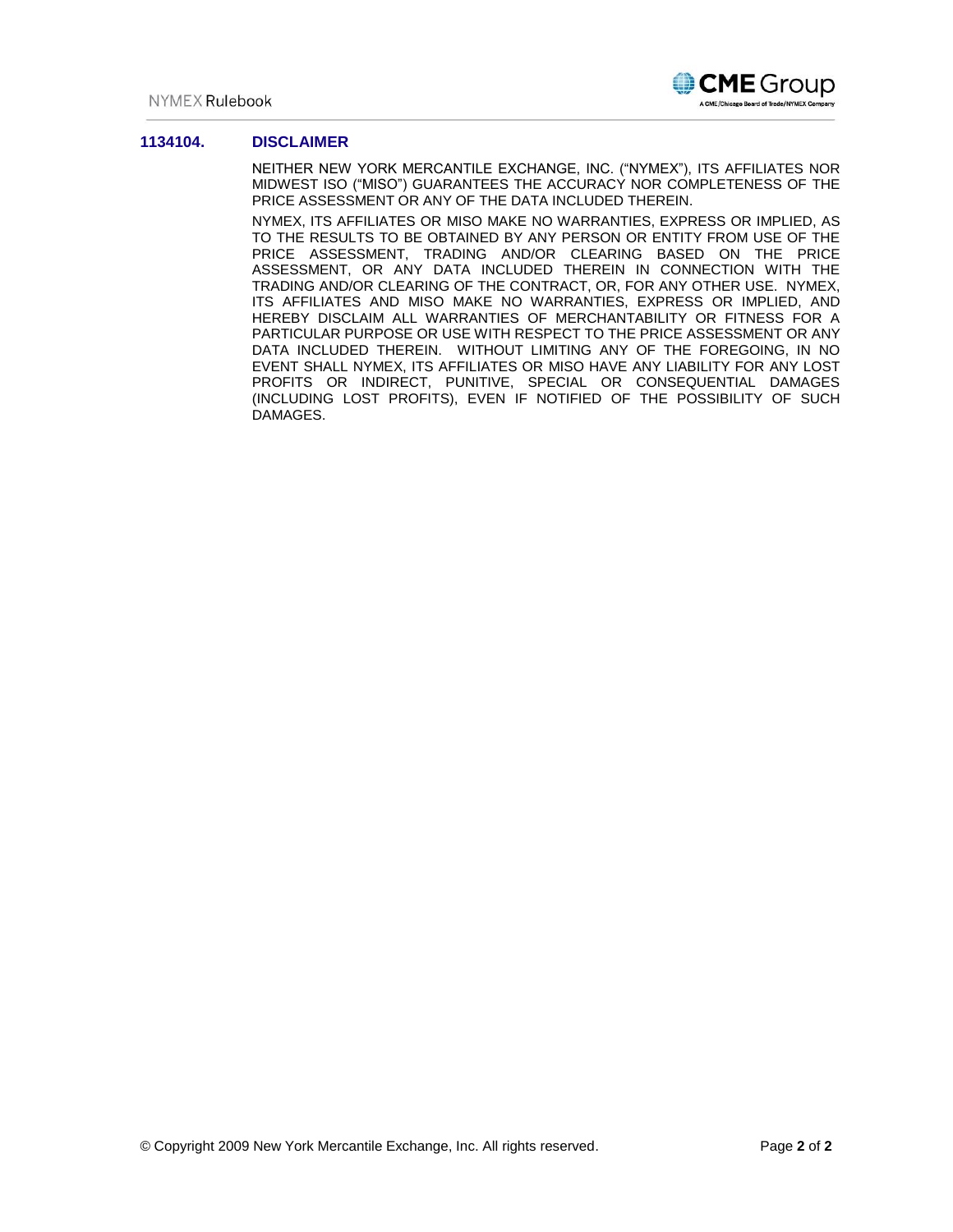## 1134104. DISCLAIMER

NEITHER NEW YORK MERCANTILE EXCHANGE, INC. ("NYMEX"), ITS AFFILIATES NOR MIDWEST ISO ("MISO") GUARANTEES THE ACCURACY NOR COMPLETENESS OF THE PRICE ASSESSMENT OR ANY OF THE DATA INCLUDED THEREIN.

NYMEX, ITS AFFILIATES OR MISO MAKE NO WARRANTIES, EXPRESS OR IMPLIED, AS TO THE RESULTS TO BE OBTAINED BY ANY PERSON OR ENTITY FROM USE OF THE PRICE ASSESSMENT, TRADING AND/OR CLEARING BASED ON THE PRICE ASSESSMENT, OR ANY DATA INCLUDED THEREIN IN CONNECTION WITH THE TRADING AND/OR CLEARING OF THE CONTRACT, OR, FOR ANY OTHER USE. NYMEX, ITS AFFILIATES AND MISO MAKE NO WARRANTIES, EXPRESS OR IMPLIED, AND HEREBY DISCLAIM ALL WARRANTIES OF MERCHANTABILITY OR FITNESS FOR A PARTICULAR PURPOSE OR USE WITH RESPECT TO THE PRICE ASSESSMENT OR ANY DATA INCLUDED THEREIN. WITHOUT LIMITING ANY OF THE FOREGOING, IN NO EVENT SHALL NYMEX, ITS AFFILIATES OR MISO HAVE ANY LIABILITY FOR ANY LOST PROFITS OR INDIRECT, PUNITIVE, SPECIAL OR CONSEQUENTIAL DAMAGES (INCLUDING LOST PROFITS), EVEN IF NOTIFIED OF THE POSSIBILITY OF SUCH DAMAGES.